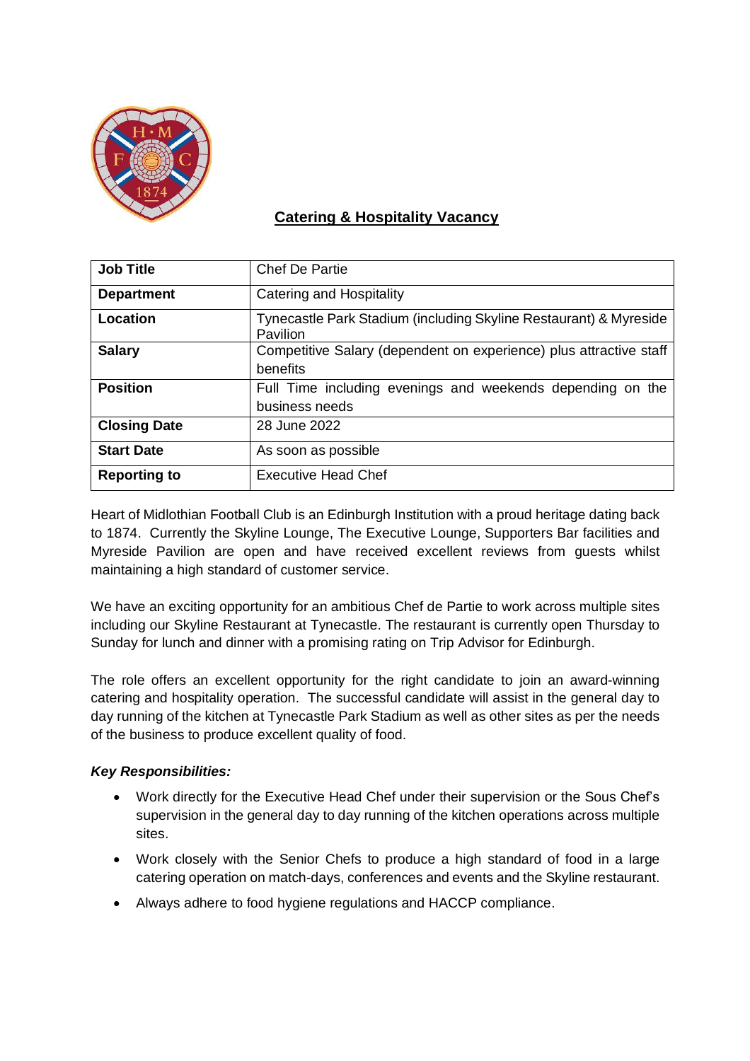## Catering & Hospitality Vacancy

| Job Title | Chef De Partie |
|---|---|
| Department | Catering and Hospitality |
| Location | Tynecastle Park Stadium (including Skyline Restaurant) & Myreside Pavilion |
| Salary | Competitive Salary (dependent on experience) plus attractive staff benefits |
| Position | Full Time including evenings and weekends depending on the business needs |
| Closing Date | 28 June 2022 |
| Start Date | As soon as possible |
| Reporting to | Executive Head Chef |

Heart of Midlothian Football Club is an Edinburgh Institution with a proud heritage dating back to 1874. Currently the Skyline Lounge, The Executive Lounge, Supporters Bar facilities and Myreside Pavilion are open and have received excellent reviews from guests whilst maintaining a high standard of customer service.

We have an exciting opportunity for an ambitious Chef de Partie to work across multiple sites including our Skyline Restaurant at Tynecastle. The restaurant is currently open Thursday to Sunday for lunch and dinner with a promising rating on Trip Advisor for Edinburgh.

The role offers an excellent opportunity for the right candidate to join an award-winning catering and hospitality operation. The successful candidate will assist in the general day to day running of the kitchen at Tynecastle Park Stadium as well as other sites as per the needs of the business to produce excellent quality of food.

***Key Responsibilities:***

- Work directly for the Executive Head Chef under their supervision or the Sous Chef's supervision in the general day to day running of the kitchen operations across multiple sites.
- Work closely with the Senior Chefs to produce a high standard of food in a large catering operation on match-days, conferences and events and the Skyline restaurant.
- Always adhere to food hygiene regulations and HACCP compliance.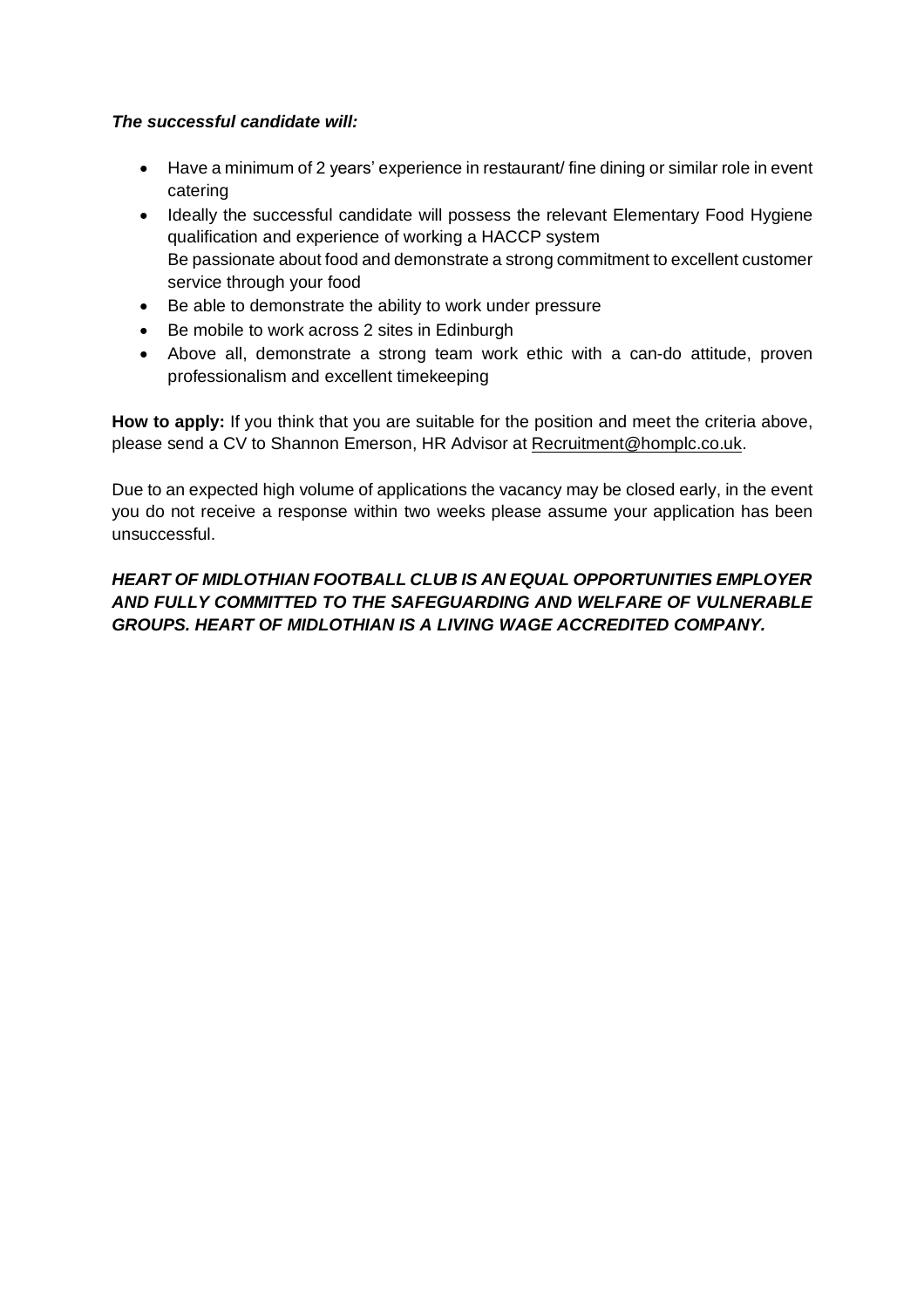***The successful candidate will:***

- Have a minimum of 2 years' experience in restaurant/ fine dining or similar role in event catering
- Ideally the successful candidate will possess the relevant Elementary Food Hygiene qualification and experience of working a HACCP system
  Be passionate about food and demonstrate a strong commitment to excellent customer service through your food
- Be able to demonstrate the ability to work under pressure
- Be mobile to work across 2 sites in Edinburgh
- Above all, demonstrate a strong team work ethic with a can-do attitude, proven professionalism and excellent timekeeping

**How to apply:** If you think that you are suitable for the position and meet the criteria above, please send a CV to Shannon Emerson, HR Advisor at Recruitment@homplc.co.uk.

Due to an expected high volume of applications the vacancy may be closed early, in the event you do not receive a response within two weeks please assume your application has been unsuccessful.

***HEART OF MIDLOTHIAN FOOTBALL CLUB IS AN EQUAL OPPORTUNITIES EMPLOYER AND FULLY COMMITTED TO THE SAFEGUARDING AND WELFARE OF VULNERABLE GROUPS. HEART OF MIDLOTHIAN IS A LIVING WAGE ACCREDITED COMPANY.***